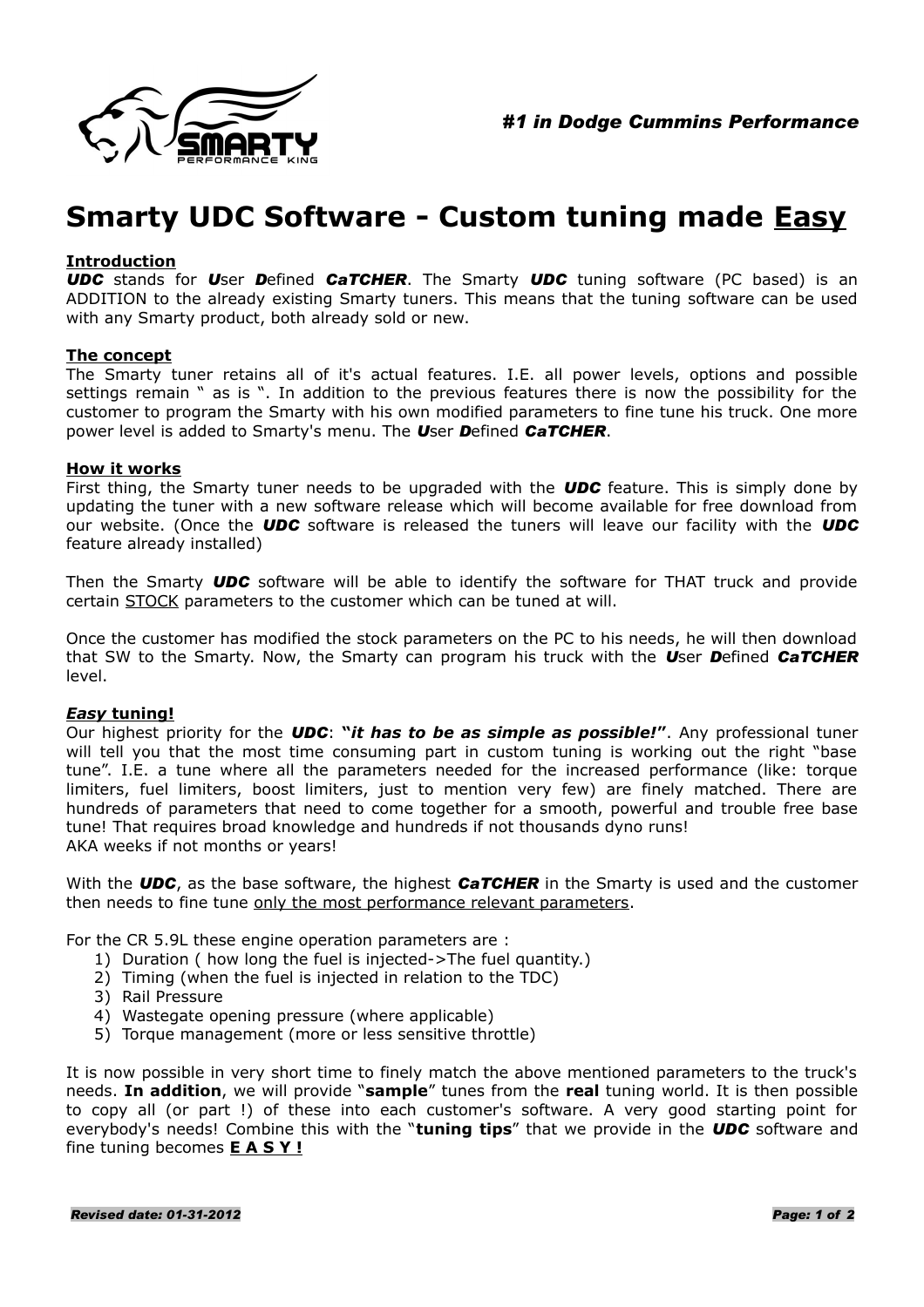**#1 in Dodge Cummins Performance**

# Smarty UDC Software - Custom tuning made Easy

**Introduction**

***UDC*** stands for ***U***ser ***D***efined ***CaTCHER***. The Smarty ***UDC*** tuning software (PC based) is an ADDITION to the already existing Smarty tuners. This means that the tuning software can be used with any Smarty product, both already sold or new.

**The concept**

The Smarty tuner retains all of it's actual features. I.E. all power levels, options and possible settings remain " as is ". In addition to the previous features there is now the possibility for the customer to program the Smarty with his own modified parameters to fine tune his truck. One more power level is added to Smarty's menu. The ***U***ser ***D***efined ***CaTCHER***.

**How it works**

First thing, the Smarty tuner needs to be upgraded with the ***UDC*** feature. This is simply done by updating the tuner with a new software release which will become available for free download from our website. (Once the ***UDC*** software is released the tuners will leave our facility with the ***UDC*** feature already installed)

Then the Smarty ***UDC*** software will be able to identify the software for THAT truck and provide certain STOCK parameters to the customer which can be tuned at will.

Once the customer has modified the stock parameters on the PC to his needs, he will then download that SW to the Smarty. Now, the Smarty can program his truck with the ***U***ser ***D***efined ***CaTCHER*** level.

***Easy* tuning!**

Our highest priority for the ***UDC***: ***"it has to be as simple as possible!"***. Any professional tuner will tell you that the most time consuming part in custom tuning is working out the right "base tune". I.E. a tune where all the parameters needed for the increased performance (like: torque limiters, fuel limiters, boost limiters, just to mention very few) are finely matched. There are hundreds of parameters that need to come together for a smooth, powerful and trouble free base tune! That requires broad knowledge and hundreds if not thousands dyno runs!
AKA weeks if not months or years!

With the ***UDC***, as the base software, the highest ***CaTCHER*** in the Smarty is used and the customer then needs to fine tune only the most performance relevant parameters.

For the CR 5.9L these engine operation parameters are :

1) Duration ( how long the fuel is injected->The fuel quantity.)
2) Timing (when the fuel is injected in relation to the TDC)
3) Rail Pressure
4) Wastegate opening pressure (where applicable)
5) Torque management (more or less sensitive throttle)

It is now possible in very short time to finely match the above mentioned parameters to the truck's needs. **In addition**, we will provide "**sample**" tunes from the **real** tuning world. It is then possible to copy all (or part !) of these into each customer's software. A very good starting point for everybody's needs! Combine this with the "**tuning tips**" that we provide in the ***UDC*** software and fine tuning becomes **E A S Y !**

***Revised date: 01-31-2012***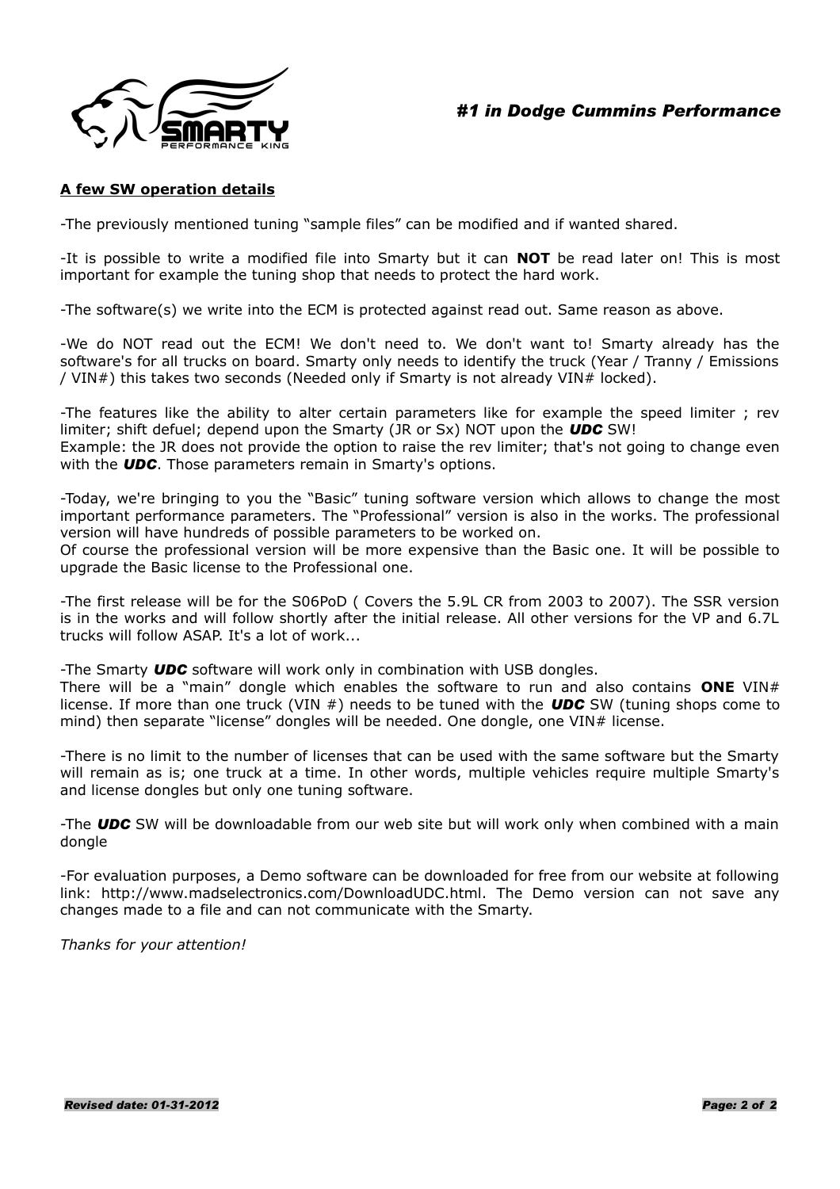**A few SW operation details**

-The previously mentioned tuning "sample files" can be modified and if wanted shared.

-It is possible to write a modified file into Smarty but it can **NOT** be read later on! This is most important for example the tuning shop that needs to protect the hard work.

-The software(s) we write into the ECM is protected against read out. Same reason as above.

-We do NOT read out the ECM! We don't need to. We don't want to! Smarty already has the software's for all trucks on board. Smarty only needs to identify the truck (Year / Tranny / Emissions / VIN#) this takes two seconds (Needed only if Smarty is not already VIN# locked).

-The features like the ability to alter certain parameters like for example the speed limiter ; rev limiter; shift defuel; depend upon the Smarty (JR or Sx) NOT upon the ***UDC*** SW!
Example: the JR does not provide the option to raise the rev limiter; that's not going to change even with the ***UDC***. Those parameters remain in Smarty's options.

-Today, we're bringing to you the "Basic" tuning software version which allows to change the most important performance parameters. The "Professional" version is also in the works. The professional version will have hundreds of possible parameters to be worked on.
Of course the professional version will be more expensive than the Basic one. It will be possible to upgrade the Basic license to the Professional one.

-The first release will be for the S06PoD ( Covers the 5.9L CR from 2003 to 2007). The SSR version is in the works and will follow shortly after the initial release. All other versions for the VP and 6.7L trucks will follow ASAP. It's a lot of work...

-The Smarty ***UDC*** software will work only in combination with USB dongles.
There will be a "main" dongle which enables the software to run and also contains **ONE** VIN# license. If more than one truck (VIN #) needs to be tuned with the ***UDC*** SW (tuning shops come to mind) then separate "license" dongles will be needed. One dongle, one VIN# license.

-There is no limit to the number of licenses that can be used with the same software but the Smarty will remain as is; one truck at a time. In other words, multiple vehicles require multiple Smarty's and license dongles but only one tuning software.

-The ***UDC*** SW will be downloadable from our web site but will work only when combined with a main dongle

-For evaluation purposes, a Demo software can be downloaded for free from our website at following link: http://www.madselectronics.com/DownloadUDC.html. The Demo version can not save any changes made to a file and can not communicate with the Smarty.

*Thanks for your attention!*

***Revised date: 01-31-2012***